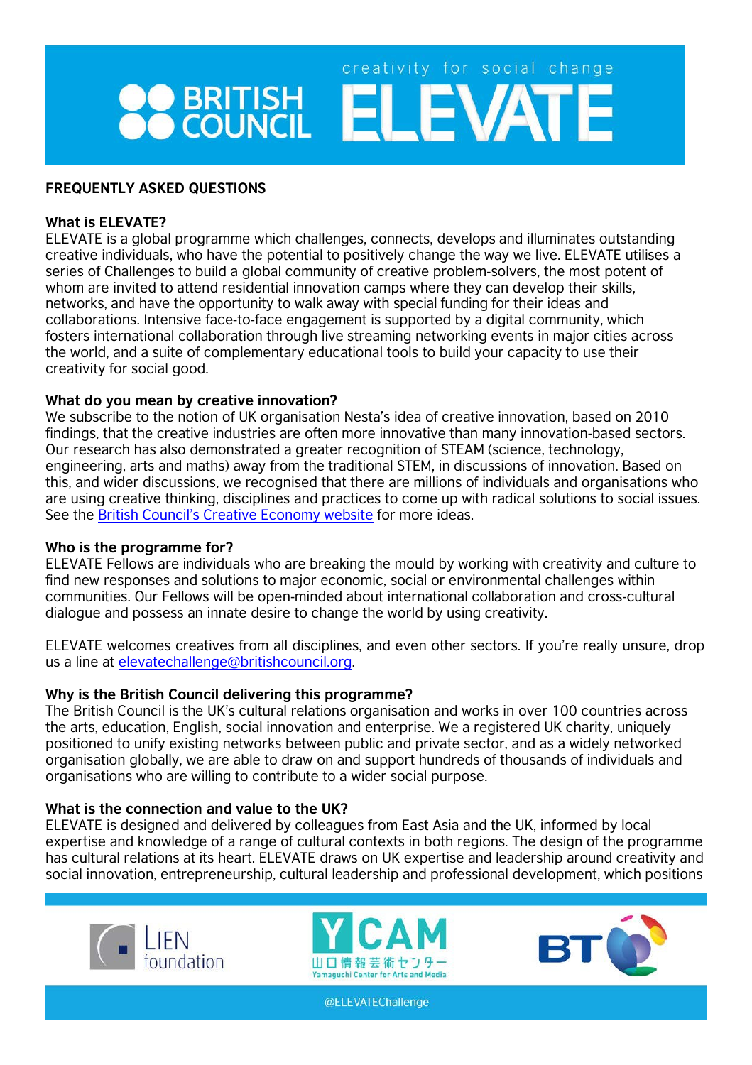BRITISH COUNCIL

creativity for social change

ELEVATE

## FREQUENTLY ASKED QUESTIONS

### What is ELEVATE?

ELEVATE is a global programme which challenges, connects, develops and illuminates outstanding creative individuals, who have the potential to positively change the way we live. ELEVATE utilises a series of Challenges to build a global community of creative problem-solvers, the most potent of whom are invited to attend residential innovation camps where they can develop their skills, networks, and have the opportunity to walk away with special funding for their ideas and collaborations. Intensive face-to-face engagement is supported by a digital community, which fosters international collaboration through live streaming networking events in major cities across the world, and a suite of complementary educational tools to build your capacity to use their creativity for social good.

### What do you mean by creative innovation?

We subscribe to the notion of UK organisation Nesta's idea of creative innovation, based on 2010 findings, that the creative industries are often more innovative than many innovation-based sectors. Our research has also demonstrated a greater recognition of STEAM (science, technology, engineering, arts and maths) away from the traditional STEM, in discussions of innovation. Based on this, and wider discussions, we recognised that there are millions of individuals and organisations who are using creative thinking, disciplines and practices to come up with radical solutions to social issues. See the British Council's Creative Economy website for more ideas.

### Who is the programme for?

ELEVATE Fellows are individuals who are breaking the mould by working with creativity and culture to find new responses and solutions to major economic, social or environmental challenges within communities. Our Fellows will be open-minded about international collaboration and cross-cultural dialogue and possess an innate desire to change the world by using creativity.

ELEVATE welcomes creatives from all disciplines, and even other sectors. If you're really unsure, drop us a line at elevatechallenge@britishcouncil.org.

### Why is the British Council delivering this programme?

The British Council is the UK's cultural relations organisation and works in over 100 countries across the arts, education, English, social innovation and enterprise. We a registered UK charity, uniquely positioned to unify existing networks between public and private sector, and as a widely networked organisation globally, we are able to draw on and support hundreds of thousands of individuals and organisations who are willing to contribute to a wider social purpose.

### What is the connection and value to the UK?

ELEVATE is designed and delivered by colleagues from East Asia and the UK, informed by local expertise and knowledge of a range of cultural contexts in both regions. The design of the programme has cultural relations at its heart. ELEVATE draws on UK expertise and leadership around creativity and social innovation, entrepreneurship, cultural leadership and professional development, which positions

LIEN foundation | YCAM 山口情報芸術センター Yamaguchi Center for Arts and Media | BT

@ELEVATEChallenge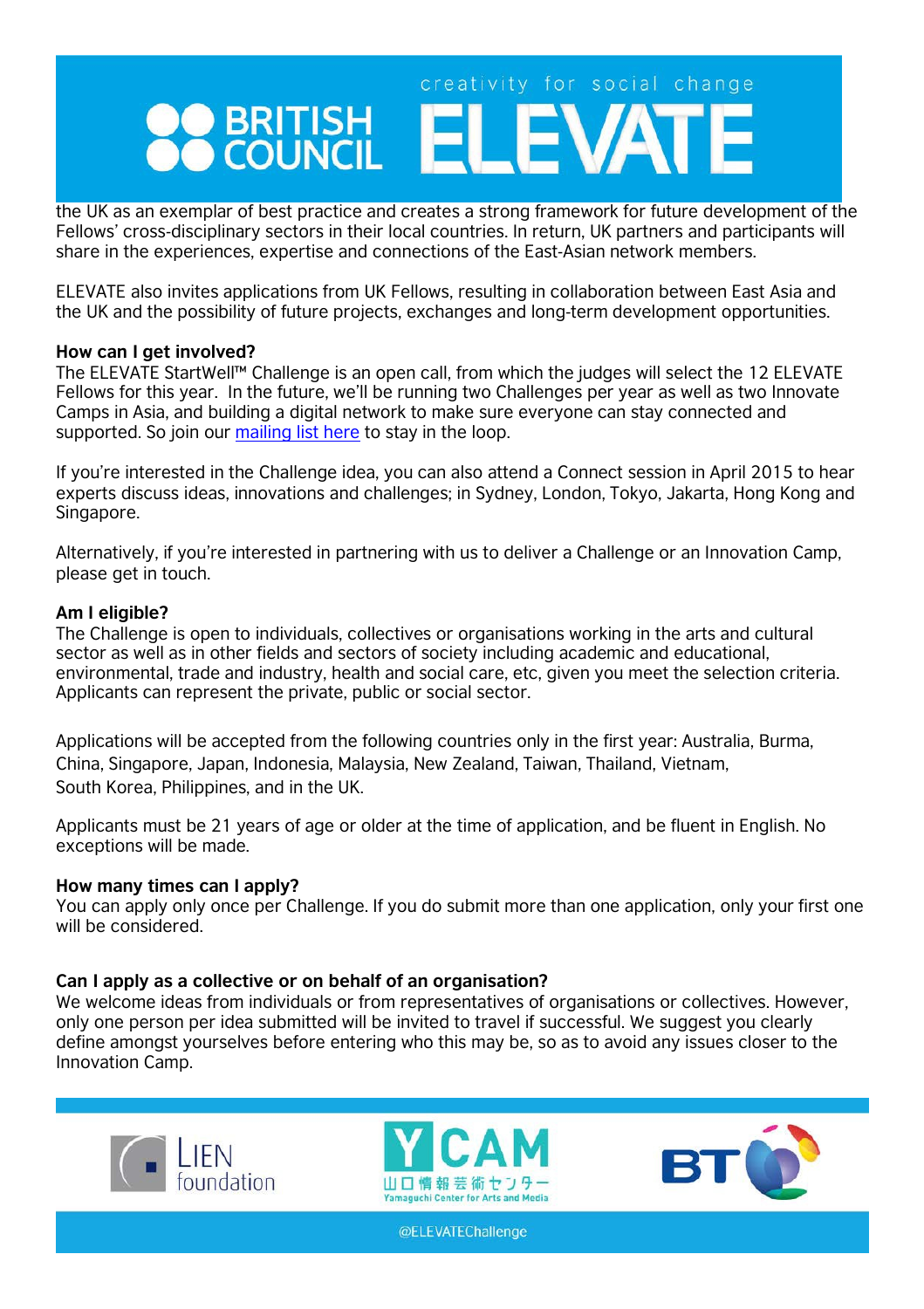the UK as an exemplar of best practice and creates a strong framework for future development of the Fellows' cross-disciplinary sectors in their local countries. In return, UK partners and participants will share in the experiences, expertise and connections of the East-Asian network members.

ELEVATE also invites applications from UK Fellows, resulting in collaboration between East Asia and the UK and the possibility of future projects, exchanges and long-term development opportunities.

**How can I get involved?**
The ELEVATE StartWell™ Challenge is an open call, from which the judges will select the 12 ELEVATE Fellows for this year. In the future, we'll be running two Challenges per year as well as two Innovate Camps in Asia, and building a digital network to make sure everyone can stay connected and supported. So join our mailing list here to stay in the loop.

If you're interested in the Challenge idea, you can also attend a Connect session in April 2015 to hear experts discuss ideas, innovations and challenges; in Sydney, London, Tokyo, Jakarta, Hong Kong and Singapore.

Alternatively, if you're interested in partnering with us to deliver a Challenge or an Innovation Camp, please get in touch.

**Am I eligible?**
The Challenge is open to individuals, collectives or organisations working in the arts and cultural sector as well as in other fields and sectors of society including academic and educational, environmental, trade and industry, health and social care, etc, given you meet the selection criteria. Applicants can represent the private, public or social sector.

Applications will be accepted from the following countries only in the first year: Australia, Burma, China, Singapore, Japan, Indonesia, Malaysia, New Zealand, Taiwan, Thailand, Vietnam, South Korea, Philippines, and in the UK.

Applicants must be 21 years of age or older at the time of application, and be fluent in English. No exceptions will be made.

**How many times can I apply?**
You can apply only once per Challenge. If you do submit more than one application, only your first one will be considered.

**Can I apply as a collective or on behalf of an organisation?**
We welcome ideas from individuals or from representatives of organisations or collectives. However, only one person per idea submitted will be invited to travel if successful. We suggest you clearly define amongst yourselves before entering who this may be, so as to avoid any issues closer to the Innovation Camp.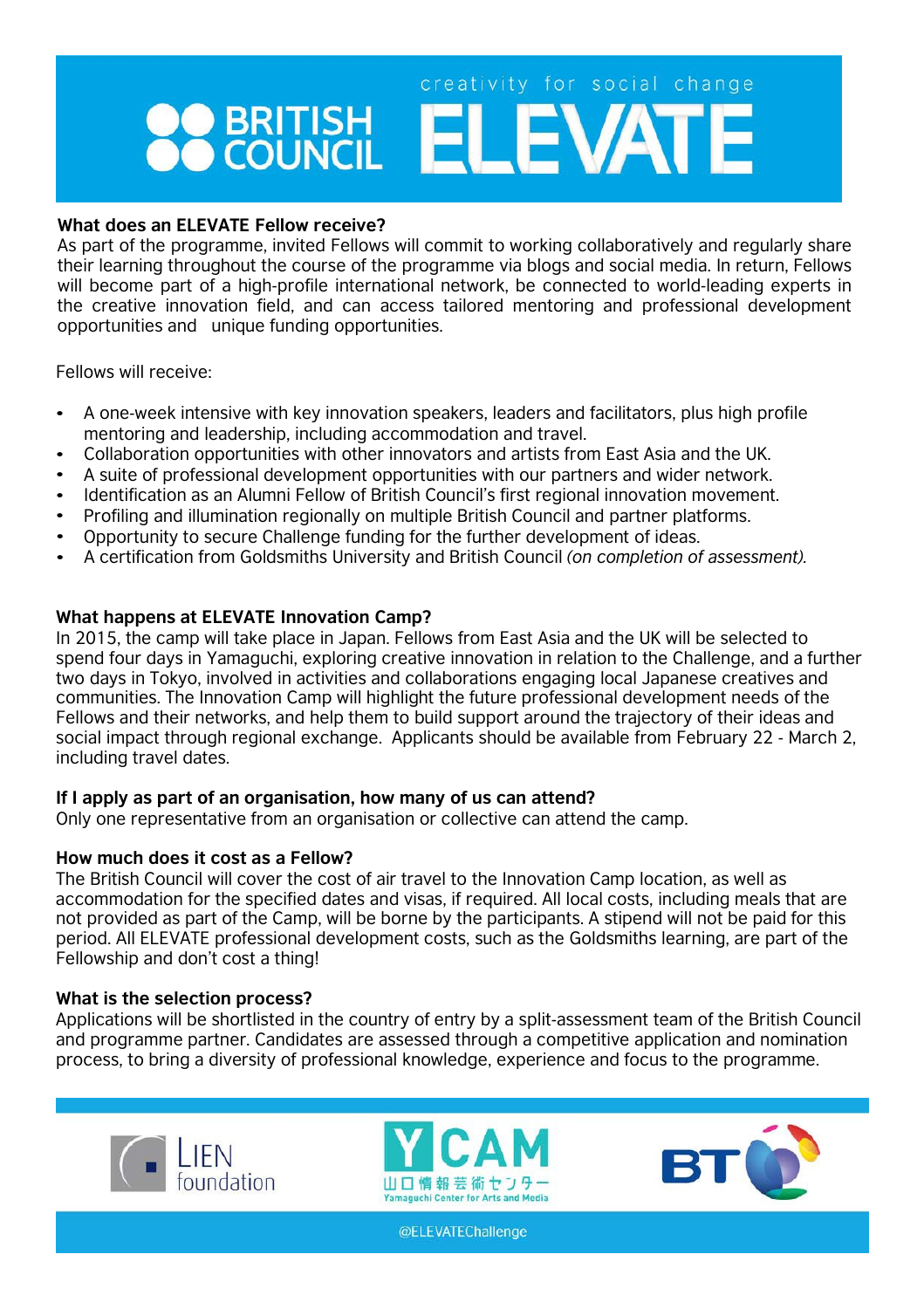## What does an ELEVATE Fellow receive?

As part of the programme, invited Fellows will commit to working collaboratively and regularly share their learning throughout the course of the programme via blogs and social media. In return, Fellows will become part of a high-profile international network, be connected to world-leading experts in the creative innovation field, and can access tailored mentoring and professional development opportunities and unique funding opportunities.

Fellows will receive:

- A one-week intensive with key innovation speakers, leaders and facilitators, plus high profile mentoring and leadership, including accommodation and travel.
- Collaboration opportunities with other innovators and artists from East Asia and the UK.
- A suite of professional development opportunities with our partners and wider network.
- Identification as an Alumni Fellow of British Council's first regional innovation movement.
- Profiling and illumination regionally on multiple British Council and partner platforms.
- Opportunity to secure Challenge funding for the further development of ideas.
- A certification from Goldsmiths University and British Council *(on completion of assessment).*

## What happens at ELEVATE Innovation Camp?

In 2015, the camp will take place in Japan. Fellows from East Asia and the UK will be selected to spend four days in Yamaguchi, exploring creative innovation in relation to the Challenge, and a further two days in Tokyo, involved in activities and collaborations engaging local Japanese creatives and communities. The Innovation Camp will highlight the future professional development needs of the Fellows and their networks, and help them to build support around the trajectory of their ideas and social impact through regional exchange. Applicants should be available from February 22 - March 2, including travel dates.

## If I apply as part of an organisation, how many of us can attend?

Only one representative from an organisation or collective can attend the camp.

## How much does it cost as a Fellow?

The British Council will cover the cost of air travel to the Innovation Camp location, as well as accommodation for the specified dates and visas, if required. All local costs, including meals that are not provided as part of the Camp, will be borne by the participants. A stipend will not be paid for this period. All ELEVATE professional development costs, such as the Goldsmiths learning, are part of the Fellowship and don't cost a thing!

## What is the selection process?

Applications will be shortlisted in the country of entry by a split-assessment team of the British Council and programme partner. Candidates are assessed through a competitive application and nomination process, to bring a diversity of professional knowledge, experience and focus to the programme.

@ELEVATEChallenge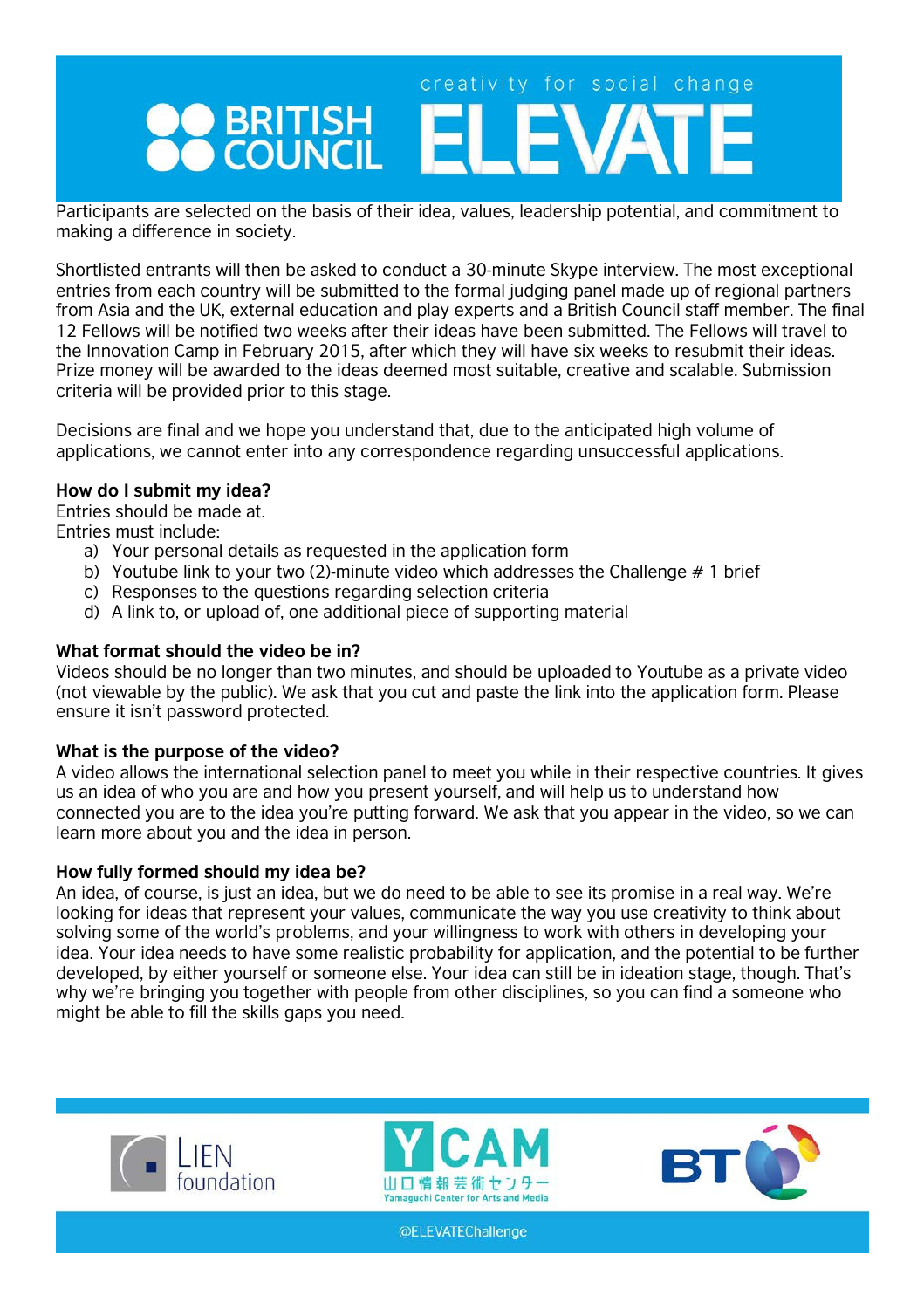Participants are selected on the basis of their idea, values, leadership potential, and commitment to making a difference in society.

Shortlisted entrants will then be asked to conduct a 30-minute Skype interview. The most exceptional entries from each country will be submitted to the formal judging panel made up of regional partners from Asia and the UK, external education and play experts and a British Council staff member. The final 12 Fellows will be notified two weeks after their ideas have been submitted. The Fellows will travel to the Innovation Camp in February 2015, after which they will have six weeks to resubmit their ideas. Prize money will be awarded to the ideas deemed most suitable, creative and scalable. Submission criteria will be provided prior to this stage.

Decisions are final and we hope you understand that, due to the anticipated high volume of applications, we cannot enter into any correspondence regarding unsuccessful applications.

**How do I submit my idea?**

Entries should be made at.

Entries must include:

a) Your personal details as requested in the application form
b) Youtube link to your two (2)-minute video which addresses the Challenge # 1 brief
c) Responses to the questions regarding selection criteria
d) A link to, or upload of, one additional piece of supporting material

**What format should the video be in?**

Videos should be no longer than two minutes, and should be uploaded to Youtube as a private video (not viewable by the public). We ask that you cut and paste the link into the application form. Please ensure it isn't password protected.

**What is the purpose of the video?**

A video allows the international selection panel to meet you while in their respective countries. It gives us an idea of who you are and how you present yourself, and will help us to understand how connected you are to the idea you're putting forward. We ask that you appear in the video, so we can learn more about you and the idea in person.

**How fully formed should my idea be?**

An idea, of course, is just an idea, but we do need to be able to see its promise in a real way. We're looking for ideas that represent your values, communicate the way you use creativity to think about solving some of the world's problems, and your willingness to work with others in developing your idea. Your idea needs to have some realistic probability for application, and the potential to be further developed, by either yourself or someone else. Your idea can still be in ideation stage, though. That's why we're bringing you together with people from other disciplines, so you can find a someone who might be able to fill the skills gaps you need.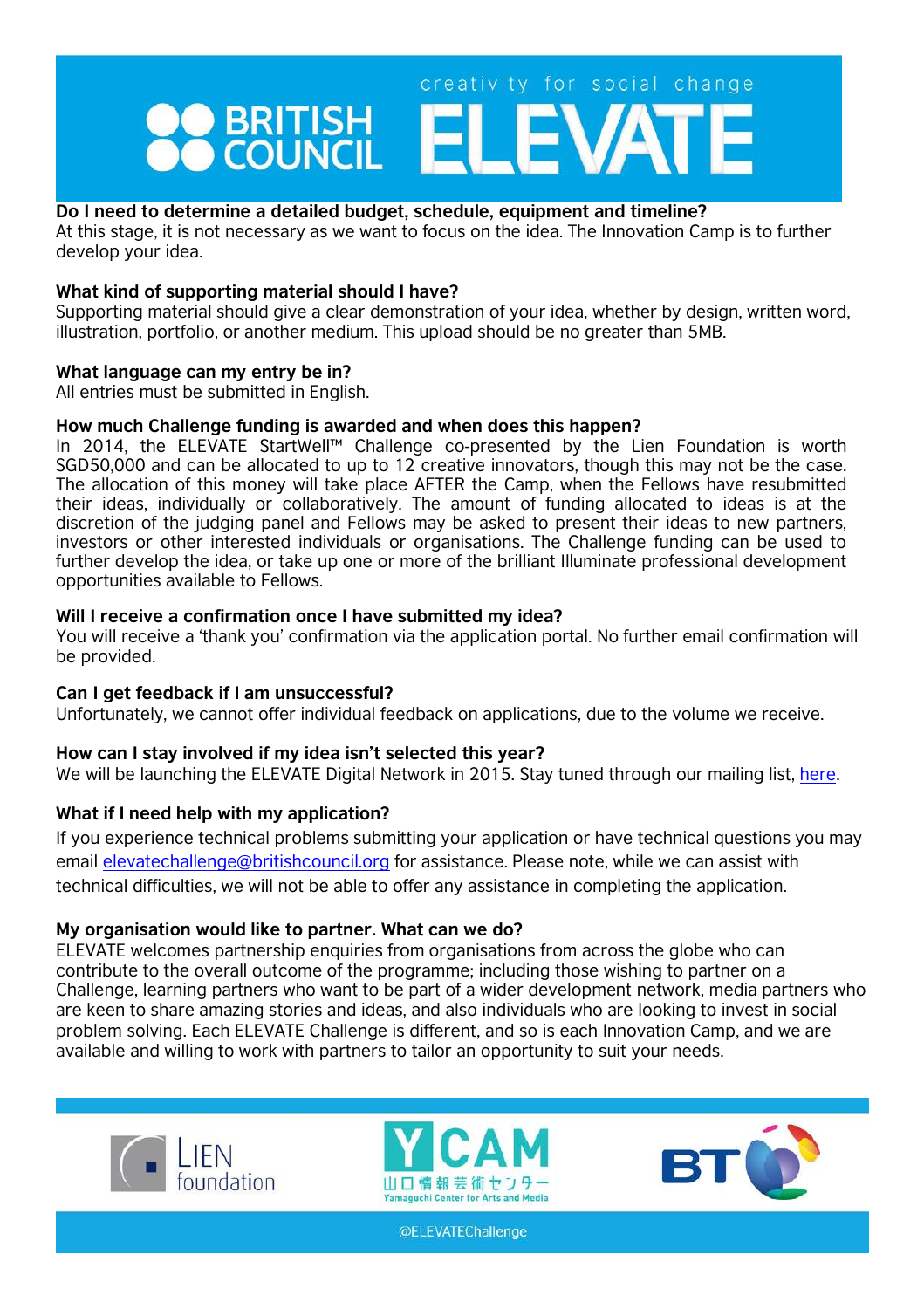**Do I need to determine a detailed budget, schedule, equipment and timeline?**
At this stage, it is not necessary as we want to focus on the idea. The Innovation Camp is to further develop your idea.

**What kind of supporting material should I have?**
Supporting material should give a clear demonstration of your idea, whether by design, written word, illustration, portfolio, or another medium. This upload should be no greater than 5MB.

**What language can my entry be in?**
All entries must be submitted in English.

**How much Challenge funding is awarded and when does this happen?**
In 2014, the ELEVATE StartWell™ Challenge co-presented by the Lien Foundation is worth SGD50,000 and can be allocated to up to 12 creative innovators, though this may not be the case. The allocation of this money will take place AFTER the Camp, when the Fellows have resubmitted their ideas, individually or collaboratively. The amount of funding allocated to ideas is at the discretion of the judging panel and Fellows may be asked to present their ideas to new partners, investors or other interested individuals or organisations. The Challenge funding can be used to further develop the idea, or take up one or more of the brilliant Illuminate professional development opportunities available to Fellows.

**Will I receive a confirmation once I have submitted my idea?**
You will receive a 'thank you' confirmation via the application portal. No further email confirmation will be provided.

**Can I get feedback if I am unsuccessful?**
Unfortunately, we cannot offer individual feedback on applications, due to the volume we receive.

**How can I stay involved if my idea isn't selected this year?**
We will be launching the ELEVATE Digital Network in 2015. Stay tuned through our mailing list, here.

**What if I need help with my application?**
If you experience technical problems submitting your application or have technical questions you may email elevatechallenge@britishcouncil.org for assistance. Please note, while we can assist with technical difficulties, we will not be able to offer any assistance in completing the application.

**My organisation would like to partner. What can we do?**
ELEVATE welcomes partnership enquiries from organisations from across the globe who can contribute to the overall outcome of the programme; including those wishing to partner on a Challenge, learning partners who want to be part of a wider development network, media partners who are keen to share amazing stories and ideas, and also individuals who are looking to invest in social problem solving. Each ELEVATE Challenge is different, and so is each Innovation Camp, and we are available and willing to work with partners to tailor an opportunity to suit your needs.

@ELEVATEChallenge